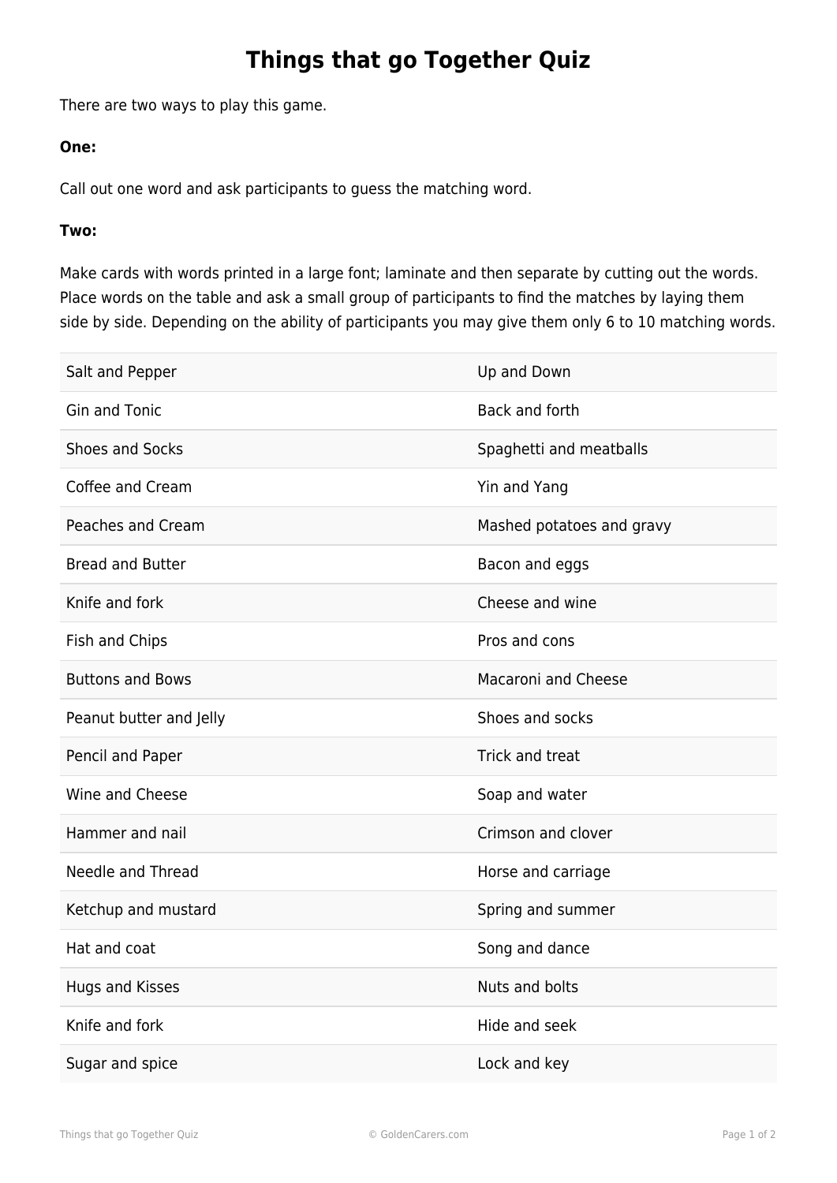# Things that go Together Quiz

There are two ways to play this game.

**One:**

Call out one word and ask participants to guess the matching word.

**Two:**

Make cards with words printed in a large font; laminate and then separate by cutting out the words. Place words on the table and ask a small group of participants to find the matches by laying them side by side. Depending on the ability of participants you may give them only 6 to 10 matching words.

| | |
|---|---|
| Salt and Pepper | Up and Down |
| Gin and Tonic | Back and forth |
| Shoes and Socks | Spaghetti and meatballs |
| Coffee and Cream | Yin and Yang |
| Peaches and Cream | Mashed potatoes and gravy |
| Bread and Butter | Bacon and eggs |
| Knife and fork | Cheese and wine |
| Fish and Chips | Pros and cons |
| Buttons and Bows | Macaroni and Cheese |
| Peanut butter and Jelly | Shoes and socks |
| Pencil and Paper | Trick and treat |
| Wine and Cheese | Soap and water |
| Hammer and nail | Crimson and clover |
| Needle and Thread | Horse and carriage |
| Ketchup and mustard | Spring and summer |
| Hat and coat | Song and dance |
| Hugs and Kisses | Nuts and bolts |
| Knife and fork | Hide and seek |
| Sugar and spice | Lock and key |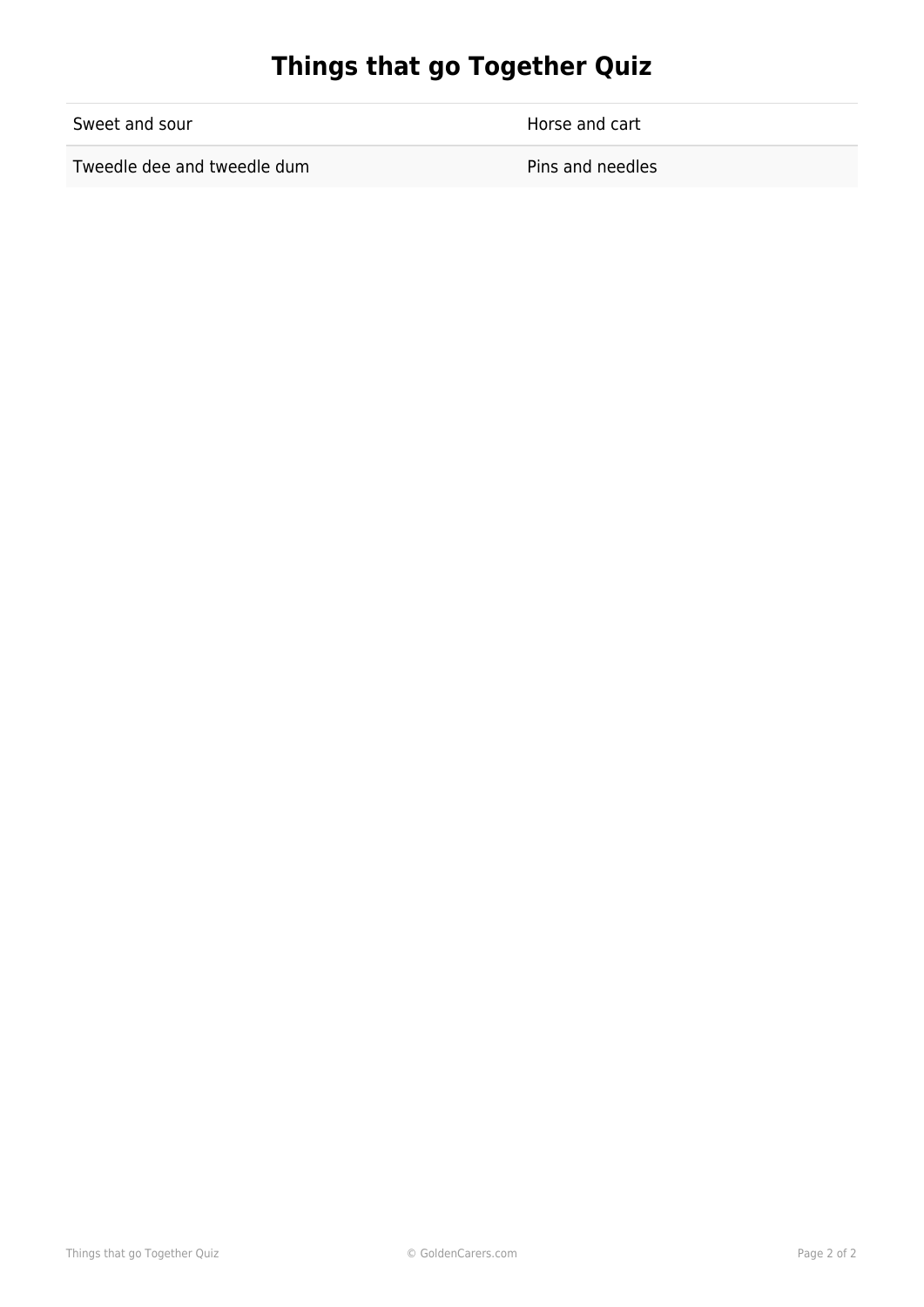# Things that go Together Quiz

| | |
|---|---|
| Sweet and sour | Horse and cart |
| Tweedle dee and tweedle dum | Pins and needles |